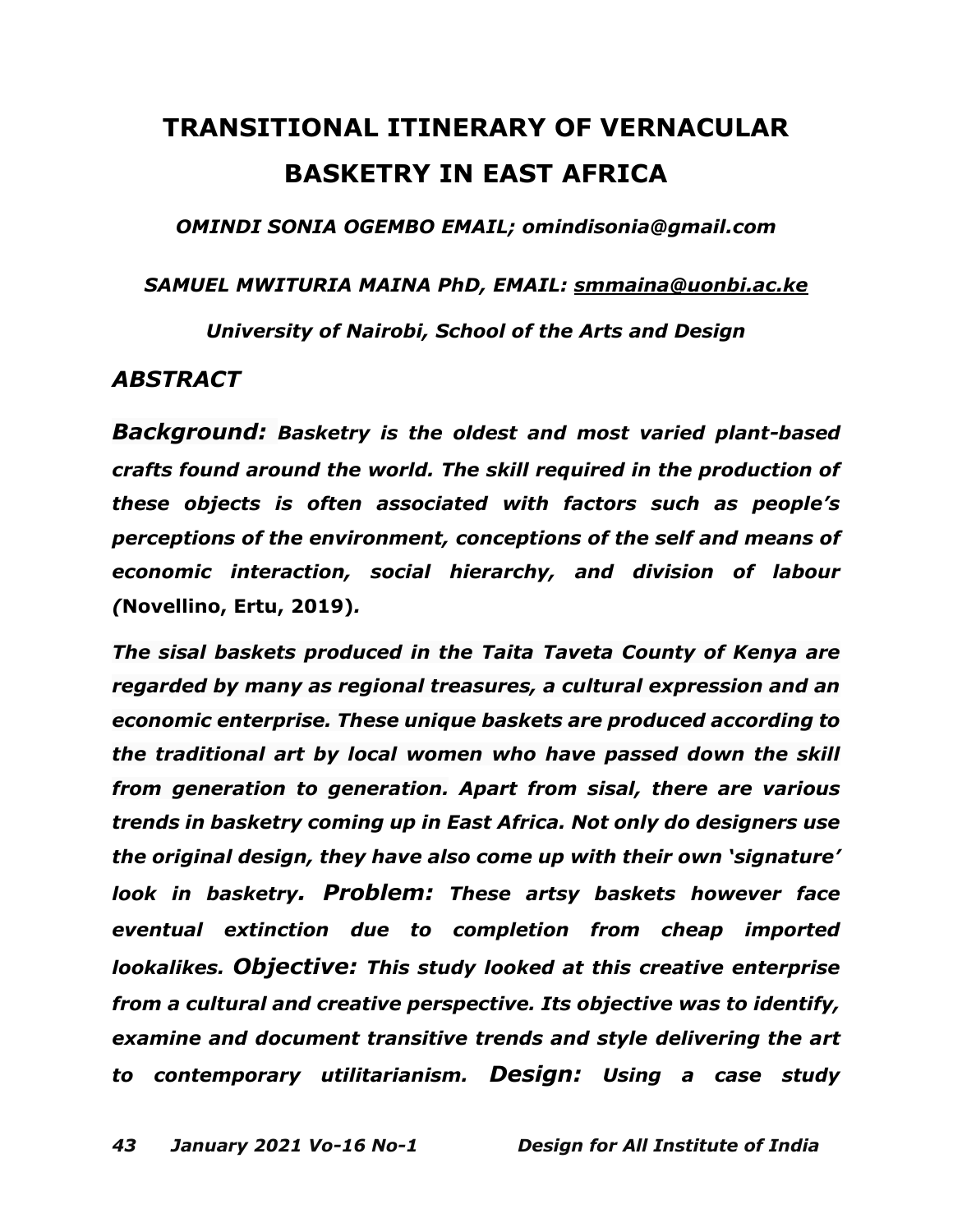# TRANSITIONAL ITINERARY OF VERNACULAR BASKETRY IN EAST AFRICA

***OMINDI SONIA OGEMBO EMAIL; omindisonia@gmail.com***

***SAMUEL MWITURIA MAINA PhD, EMAIL: smmaina@uonbi.ac.ke***

***University of Nairobi, School of the Arts and Design***

## *ABSTRACT*

***Background:** **Basketry is the oldest and most varied plant-based crafts found around the world. The skill required in the production of these objects is often associated with factors such as people's perceptions of the environment, conceptions of the self and means of economic interaction, social hierarchy, and division of labour (*Novellino, Ertu, 2019*).***

***The sisal baskets produced in the Taita Taveta County of Kenya are regarded by many as regional treasures, a cultural expression and an economic enterprise. These unique baskets are produced according to the traditional art by local women who have passed down the skill from generation to generation. Apart from sisal, there are various trends in basketry coming up in East Africa. Not only do designers use the original design, they have also come up with their own 'signature' look in basketry. Problem: These artsy baskets however face eventual extinction due to completion from cheap imported lookalikes. Objective: This study looked at this creative enterprise from a cultural and creative perspective. Its objective was to identify, examine and document transitive trends and style delivering the art to contemporary utilitarianism. Design: Using a case study***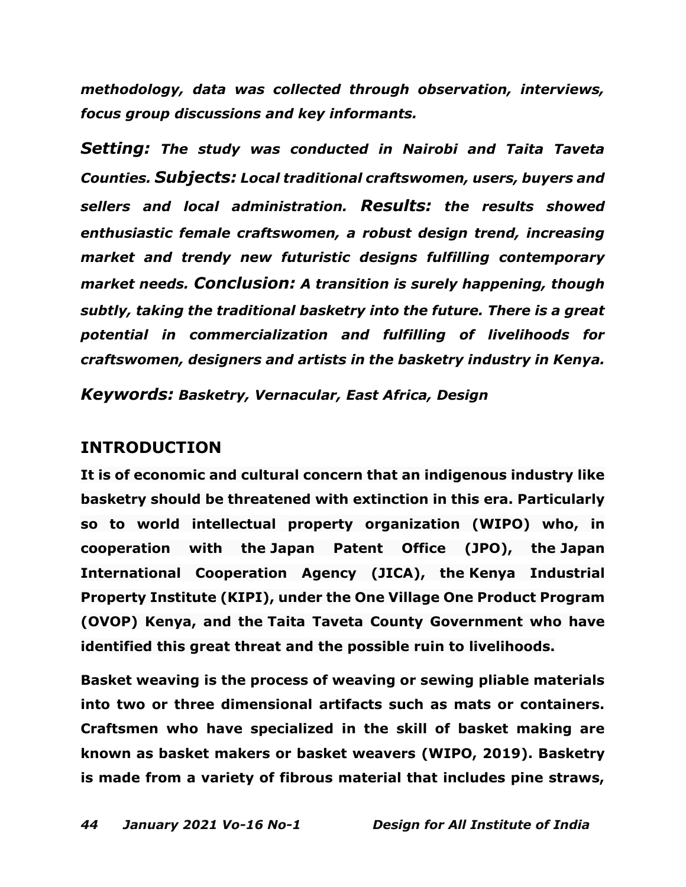***methodology, data was collected through observation, interviews, focus group discussions and key informants.***

***Setting:** **The study was conducted in Nairobi and Taita Taveta Counties.*** ***Subjects:** **Local traditional craftswomen, users, buyers and sellers and local administration.*** ***Results:** **the results showed enthusiastic female craftswomen, a robust design trend, increasing market and trendy new futuristic designs fulfilling contemporary market needs.*** ***Conclusion:** **A transition is surely happening, though subtly, taking the traditional basketry into the future. There is a great potential in commercialization and fulfilling of livelihoods for craftswomen, designers and artists in the basketry industry in Kenya.***

***Keywords:** **Basketry, Vernacular, East Africa, Design***

## INTRODUCTION

**It is of economic and cultural concern that an indigenous industry like basketry should be threatened with extinction in this era. Particularly so to world intellectual property organization (WIPO) who, in cooperation with the Japan Patent Office (JPO), the Japan International Cooperation Agency (JICA), the Kenya Industrial Property Institute (KIPI), under the One Village One Product Program (OVOP) Kenya, and the Taita Taveta County Government who have identified this great threat and the possible ruin to livelihoods.**

**Basket weaving is the process of weaving or sewing pliable materials into two or three dimensional artifacts such as mats or containers. Craftsmen who have specialized in the skill of basket making are known as basket makers or basket weavers (WIPO, 2019). Basketry is made from a variety of fibrous material that includes pine straws,**